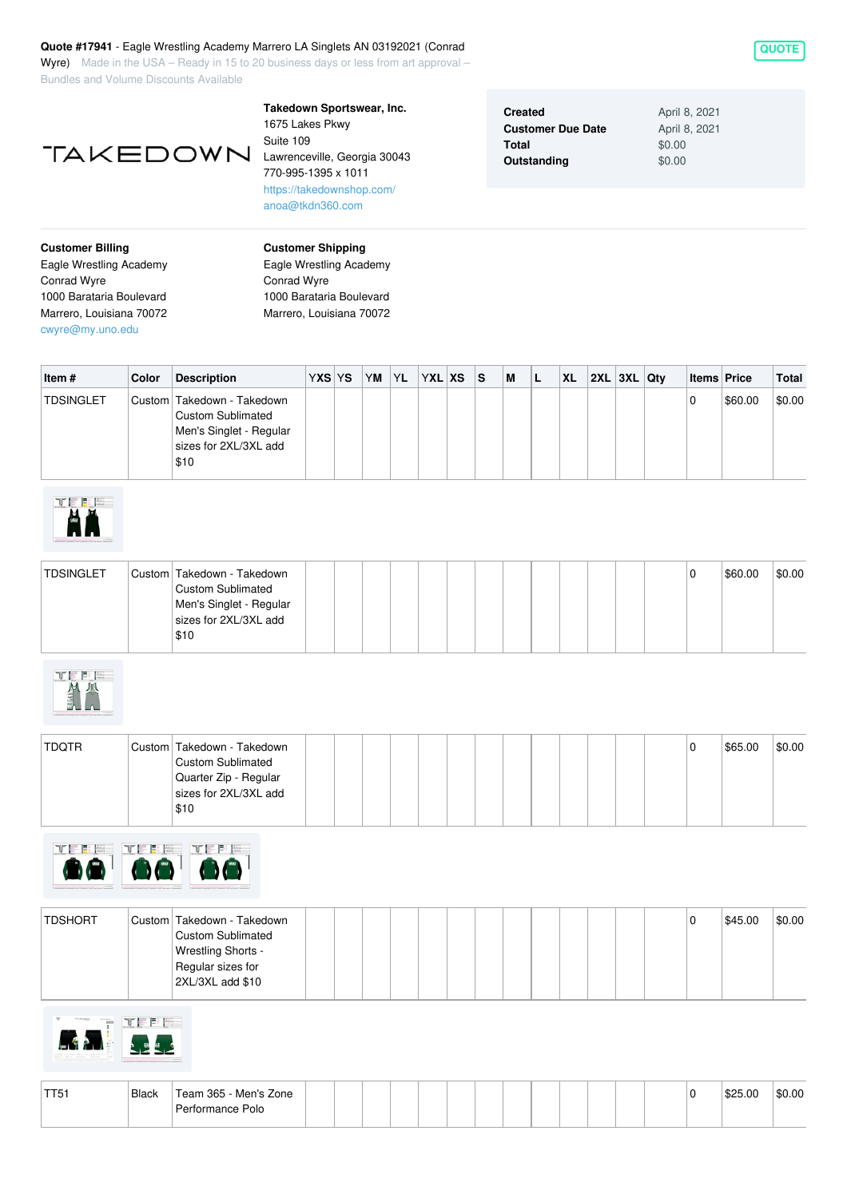**Quote #17941** - Eagle Wrestling Academy Marrero LA Singlets AN 03192021 (Conrad Wyre) Made in the USA – Ready in 15 to 20 business days or less from art approval – Bundles and Volume Discounts Available

QUOTE

TAKEDOWN

**Takedown Sportswear, Inc.**
1675 Lakes Pkwy
Suite 109
Lawrenceville, Georgia 30043
770-995-1395 x 1011
https://takedownshop.com/
anoa@tkdn360.com

| | |
|---|---|
| **Created** | April 8, 2021 |
| **Customer Due Date** | April 8, 2021 |
| **Total** | $0.00 |
| **Outstanding** | $0.00 |

**Customer Billing**
Eagle Wrestling Academy
Conrad Wyre
1000 Barataria Boulevard
Marrero, Louisiana 70072
cwyre@my.uno.edu

**Customer Shipping**
Eagle Wrestling Academy
Conrad Wyre
1000 Barataria Boulevard
Marrero, Louisiana 70072

| Item # | Color | Description | YXS | YS | YM | YL | YXL | XS | S | M | L | XL | 2XL | 3XL | Qty | Items | Price | Total |
|---|---|---|---|---|---|---|---|---|---|---|---|---|---|---|---|---|---|---|
| TDSINGLET | Custom | Takedown - Takedown Custom Sublimated Men's Singlet - Regular sizes for 2XL/3XL add $10 | | | | | | | | | | | | | | 0 | $60.00 | $0.00 |
| TDSINGLET | Custom | Takedown - Takedown Custom Sublimated Men's Singlet - Regular sizes for 2XL/3XL add $10 | | | | | | | | | | | | | | 0 | $60.00 | $0.00 |
| TDQTR | Custom | Takedown - Takedown Custom Sublimated Quarter Zip - Regular sizes for 2XL/3XL add $10 | | | | | | | | | | | | | | 0 | $65.00 | $0.00 |
| TDSHORT | Custom | Takedown - Takedown Custom Sublimated Wrestling Shorts - Regular sizes for 2XL/3XL add $10 | | | | | | | | | | | | | | 0 | $45.00 | $0.00 |
| TT51 | Black | Team 365 - Men's Zone Performance Polo | | | | | | | | | | | | | | 0 | $25.00 | $0.00 |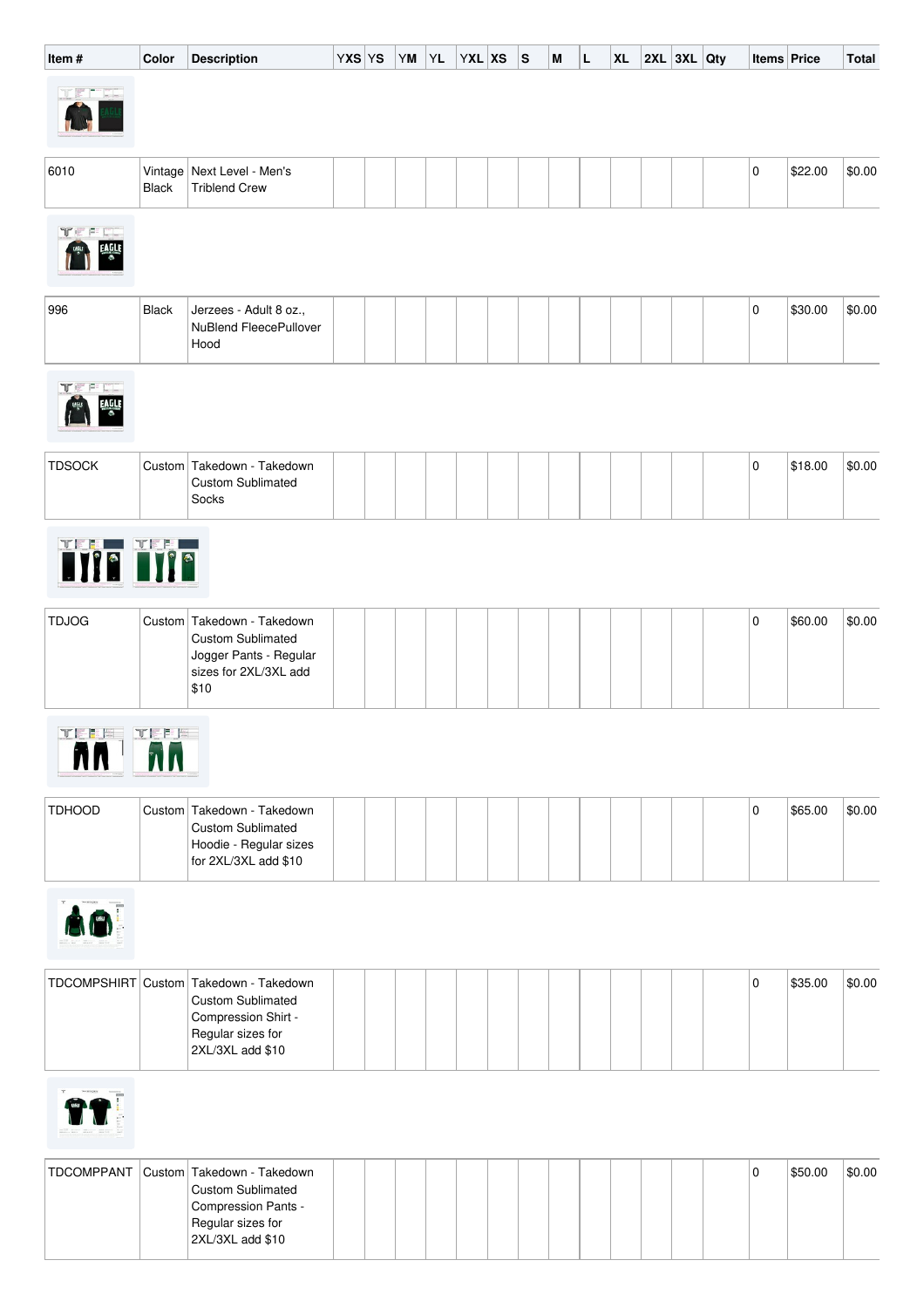| Item # | Color | Description | YXS | YS | YM | YL | YXL | XS | S | M | L | XL | 2XL | 3XL | Qty | Items | Price | Total |
|---|---|---|---|---|---|---|---|---|---|---|---|---|---|---|---|---|---|---|
| 6010 | Vintage Black | Next Level - Men's Triblend Crew | | | | | | | | | | | | | | 0 | $22.00 | $0.00 |
| 996 | Black | Jerzees - Adult 8 oz., NuBlend FleecePullover Hood | | | | | | | | | | | | | | 0 | $30.00 | $0.00 |
| TDSOCK | Custom | Takedown - Takedown Custom Sublimated Socks | | | | | | | | | | | | | | 0 | $18.00 | $0.00 |
| TDJOG | Custom | Takedown - Takedown Custom Sublimated Jogger Pants - Regular sizes for 2XL/3XL add $10 | | | | | | | | | | | | | | 0 | $60.00 | $0.00 |
| TDHOOD | Custom | Takedown - Takedown Custom Sublimated Hoodie - Regular sizes for 2XL/3XL add $10 | | | | | | | | | | | | | | 0 | $65.00 | $0.00 |
| TDCOMPSHIRT | Custom | Takedown - Takedown Custom Sublimated Compression Shirt - Regular sizes for 2XL/3XL add $10 | | | | | | | | | | | | | | 0 | $35.00 | $0.00 |
| TDCOMPPANT | Custom | Takedown - Takedown Custom Sublimated Compression Pants - Regular sizes for 2XL/3XL add $10 | | | | | | | | | | | | | | 0 | $50.00 | $0.00 |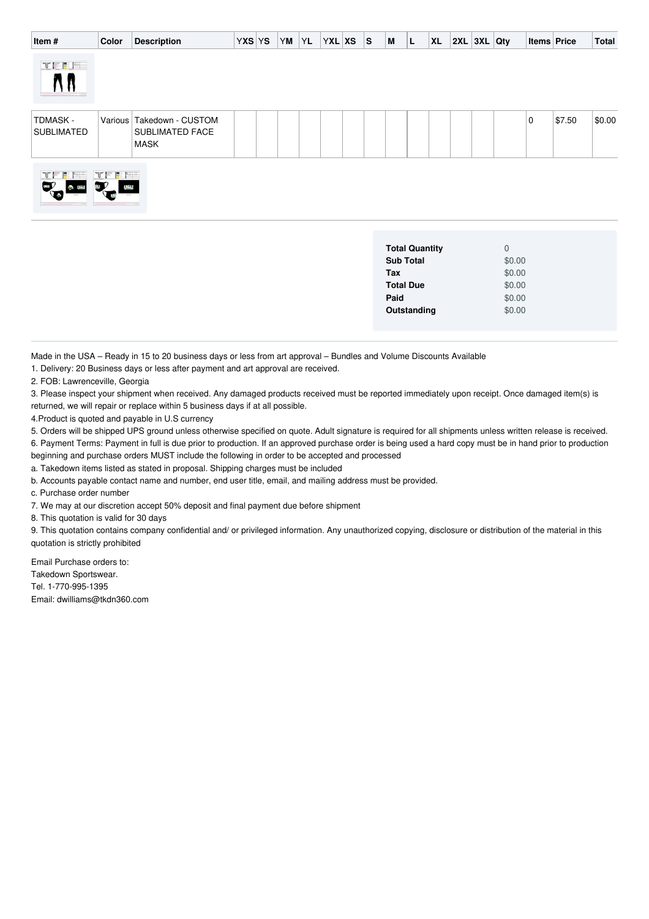| Item # | Color | Description | YXS | YS | YM | YL | YXL | XS | S | M | L | XL | 2XL | 3XL | Qty | Items | Price | Total |
|---|---|---|---|---|---|---|---|---|---|---|---|---|---|---|---|---|---|---|
| TDMASK - SUBLIMATED | Various | Takedown - CUSTOM SUBLIMATED FACE MASK | | | | | | | | | | | | | | 0 | $7.50 | $0.00 |

| | |
|---|---|
| **Total Quantity** | 0 |
| **Sub Total** | $0.00 |
| **Tax** | $0.00 |
| **Total Due** | $0.00 |
| **Paid** | $0.00 |
| **Outstanding** | $0.00 |

Made in the USA – Ready in 15 to 20 business days or less from art approval – Bundles and Volume Discounts Available

1. Delivery: 20 Business days or less after payment and art approval are received.
2. FOB: Lawrenceville, Georgia
3. Please inspect your shipment when received. Any damaged products received must be reported immediately upon receipt. Once damaged item(s) is returned, we will repair or replace within 5 business days if at all possible.
4.Product is quoted and payable in U.S currency
5. Orders will be shipped UPS ground unless otherwise specified on quote. Adult signature is required for all shipments unless written release is received.
6. Payment Terms: Payment in full is due prior to production. If an approved purchase order is being used a hard copy must be in hand prior to production beginning and purchase orders MUST include the following in order to be accepted and processed

a. Takedown items listed as stated in proposal. Shipping charges must be included
b. Accounts payable contact name and number, end user title, email, and mailing address must be provided.
c. Purchase order number

7. We may at our discretion accept 50% deposit and final payment due before shipment
8. This quotation is valid for 30 days
9. This quotation contains company confidential and/ or privileged information. Any unauthorized copying, disclosure or distribution of the material in this quotation is strictly prohibited

Email Purchase orders to:
Takedown Sportswear.
Tel. 1-770-995-1395
Email: dwilliams@tkdn360.com